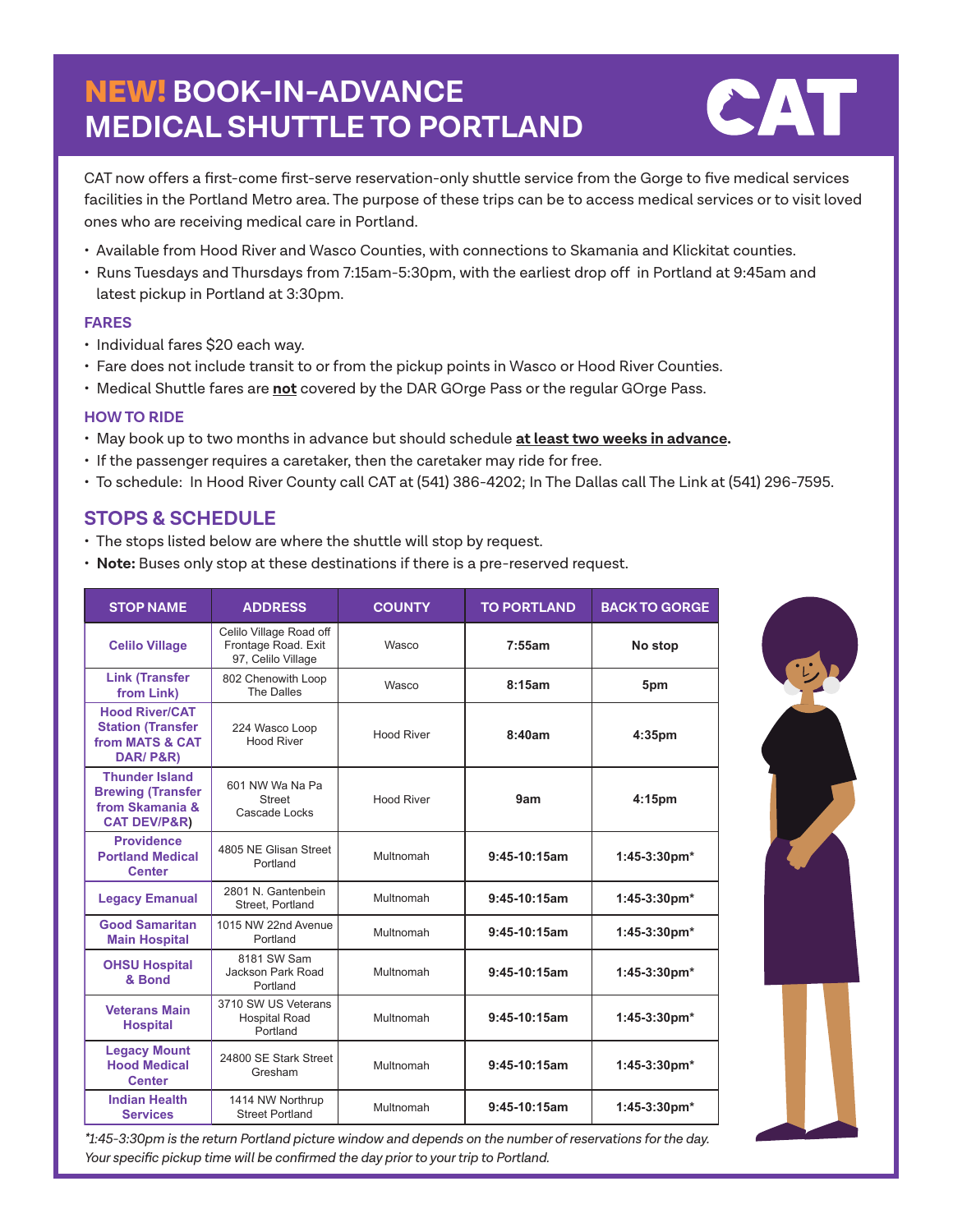# NEW! BOOK-IN-ADVANCE MEDICAL SHUTTLE TO PORTLAND

CAT

CAT now offers a first-come first-serve reservation-only shuttle service from the Gorge to five medical services facilities in the Portland Metro area. The purpose of these trips can be to access medical services or to visit loved ones who are receiving medical care in Portland.

- Available from Hood River and Wasco Counties, with connections to Skamania and Klickitat counties.
- Runs Tuesdays and Thursdays from 7:15am-5:30pm, with the earliest drop off in Portland at 9:45am and latest pickup in Portland at 3:30pm.

### FARES

- Individual fares $20 each way.
- Fare does not include transit to or from the pickup points in Wasco or Hood River Counties.
- Medical Shuttle fares are **not** covered by the DAR GOrge Pass or the regular GOrge Pass.

### HOW TO RIDE

- May book up to two months in advance but should schedule **at least two weeks in advance.**
- If the passenger requires a caretaker, then the caretaker may ride for free.
- To schedule: In Hood River County call CAT at (541) 386-4202; In The Dallas call The Link at (541) 296-7595.

## STOPS & SCHEDULE

- The stops listed below are where the shuttle will stop by request.
- **Note:** Buses only stop at these destinations if there is a pre-reserved request.

| STOP NAME | ADDRESS | COUNTY | TO PORTLAND | BACK TO GORGE |
|---|---|---|---|---|
| Celilo Village | Celilo Village Road off Frontage Road. Exit 97, Celilo Village | Wasco | 7:55am | No stop |
| Link (Transfer from Link) | 802 Chenowith Loop The Dalles | Wasco | 8:15am | 5pm |
| Hood River/CAT Station (Transfer from MATS & CAT DAR/ P&R) | 224 Wasco Loop Hood River | Hood River | 8:40am | 4:35pm |
| Thunder Island Brewing (Transfer from Skamania & CAT DEV/P&R) | 601 NW Wa Na Pa Street Cascade Locks | Hood River | 9am | 4:15pm |
| Providence Portland Medical Center | 4805 NE Glisan Street Portland | Multnomah | 9:45-10:15am | 1:45-3:30pm* |
| Legacy Emanual | 2801 N. Gantenbein Street, Portland | Multnomah | 9:45-10:15am | 1:45-3:30pm* |
| Good Samaritan Main Hospital | 1015 NW 22nd Avenue Portland | Multnomah | 9:45-10:15am | 1:45-3:30pm* |
| OHSU Hospital & Bond | 8181 SW Sam Jackson Park Road Portland | Multnomah | 9:45-10:15am | 1:45-3:30pm* |
| Veterans Main Hospital | 3710 SW US Veterans Hospital Road Portland | Multnomah | 9:45-10:15am | 1:45-3:30pm* |
| Legacy Mount Hood Medical Center | 24800 SE Stark Street Gresham | Multnomah | 9:45-10:15am | 1:45-3:30pm* |
| Indian Health Services | 1414 NW Northrup Street Portland | Multnomah | 9:45-10:15am | 1:45-3:30pm* |

*\*1:45-3:30pm is the return Portland picture window and depends on the number of reservations for the day. Your specific pickup time will be confirmed the day prior to your trip to Portland.*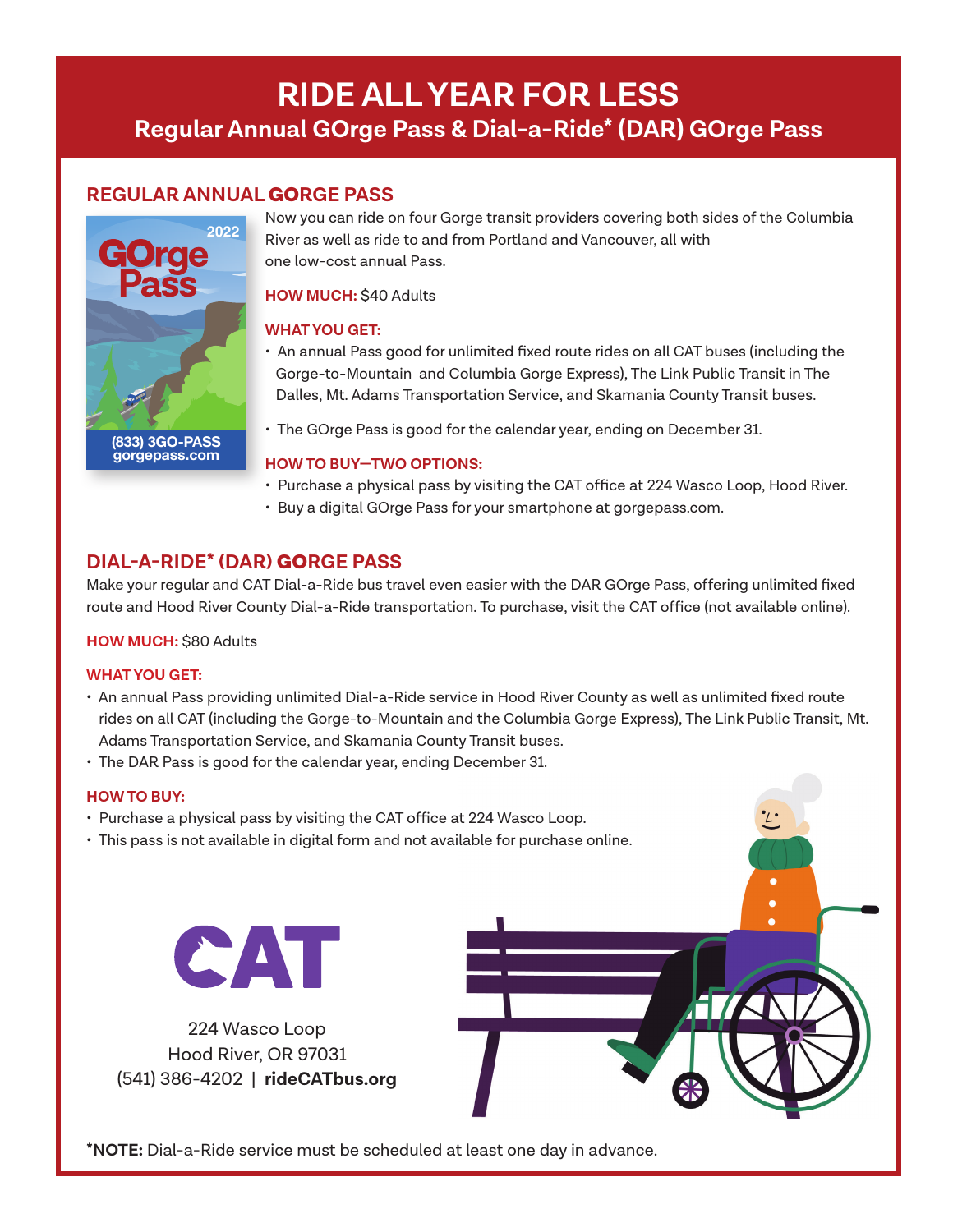# RIDE ALL YEAR FOR LESS

## Regular Annual GOrge Pass & Dial-a-Ride* (DAR) GOrge Pass

### REGULAR ANNUAL GORGE PASS

2022
GOrge Pass
(833) 3GO-PASS
gorgepass.com

Now you can ride on four Gorge transit providers covering both sides of the Columbia River as well as ride to and from Portland and Vancouver, all with one low-cost annual Pass.

**HOW MUCH:** $40 Adults

**WHAT YOU GET:**

- An annual Pass good for unlimited fixed route rides on all CAT buses (including the Gorge-to-Mountain and Columbia Gorge Express), The Link Public Transit in The Dalles, Mt. Adams Transportation Service, and Skamania County Transit buses.
- The GOrge Pass is good for the calendar year, ending on December 31.

**HOW TO BUY—TWO OPTIONS:**

- Purchase a physical pass by visiting the CAT office at 224 Wasco Loop, Hood River.
- Buy a digital GOrge Pass for your smartphone at gorgepass.com.

### DIAL-A-RIDE* (DAR) GORGE PASS

Make your regular and CAT Dial-a-Ride bus travel even easier with the DAR GOrge Pass, offering unlimited fixed route and Hood River County Dial-a-Ride transportation. To purchase, visit the CAT office (not available online).

**HOW MUCH:** $80 Adults

**WHAT YOU GET:**

- An annual Pass providing unlimited Dial-a-Ride service in Hood River County as well as unlimited fixed route rides on all CAT (including the Gorge-to-Mountain and the Columbia Gorge Express), The Link Public Transit, Mt. Adams Transportation Service, and Skamania County Transit buses.
- The DAR Pass is good for the calendar year, ending December 31.

**HOW TO BUY:**

- Purchase a physical pass by visiting the CAT office at 224 Wasco Loop.
- This pass is not available in digital form and not available for purchase online.

CAT

224 Wasco Loop
Hood River, OR 97031
(541) 386-4202 | **rideCATbus.org**

***NOTE:** Dial-a-Ride service must be scheduled at least one day in advance.